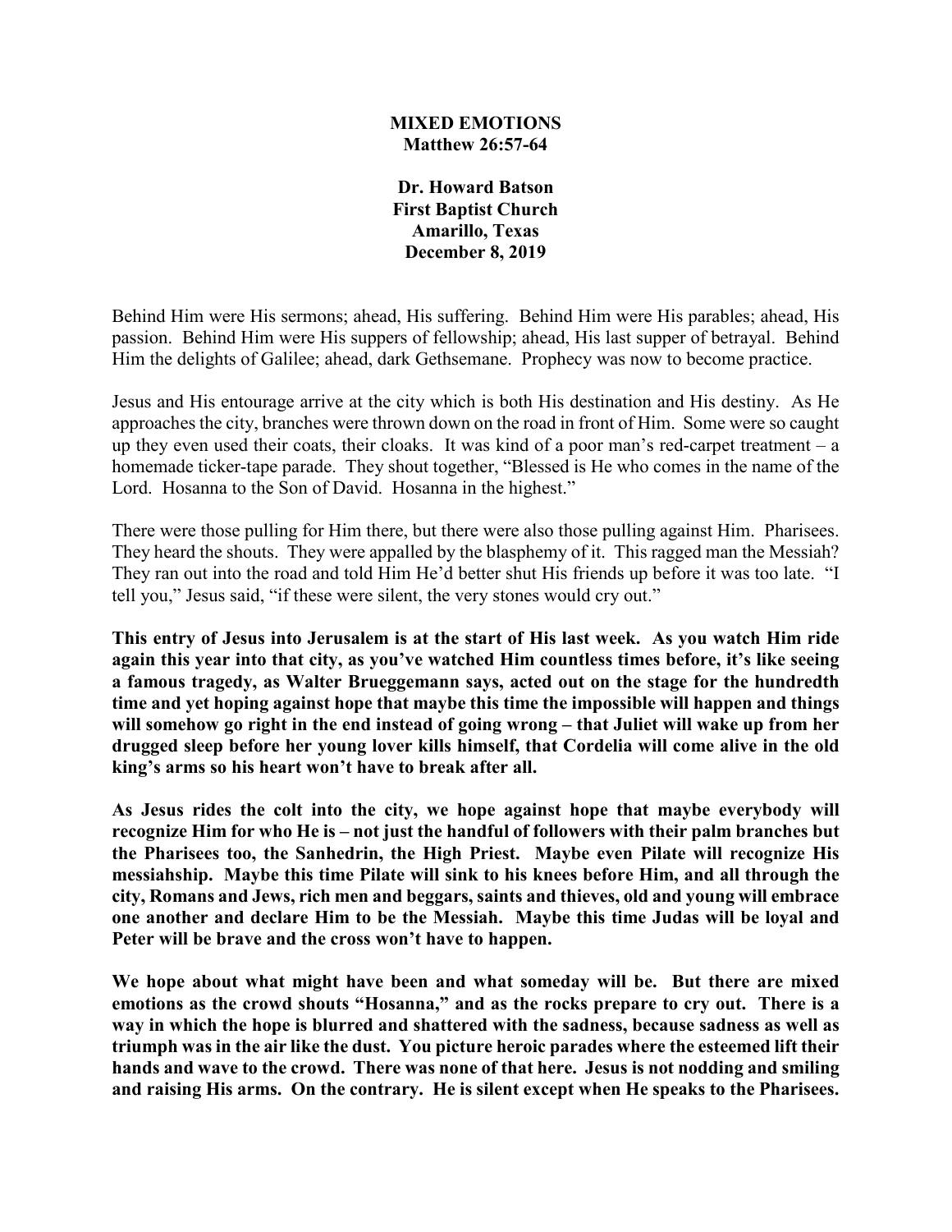# MIXED EMOTIONS
**Matthew 26:57-64**

**Dr. Howard Batson**
**First Baptist Church**
**Amarillo, Texas**
**December 8, 2019**

Behind Him were His sermons; ahead, His suffering. Behind Him were His parables; ahead, His passion. Behind Him were His suppers of fellowship; ahead, His last supper of betrayal. Behind Him the delights of Galilee; ahead, dark Gethsemane. Prophecy was now to become practice.

Jesus and His entourage arrive at the city which is both His destination and His destiny. As He approaches the city, branches were thrown down on the road in front of Him. Some were so caught up they even used their coats, their cloaks. It was kind of a poor man's red-carpet treatment – a homemade ticker-tape parade. They shout together, "Blessed is He who comes in the name of the Lord. Hosanna to the Son of David. Hosanna in the highest."

There were those pulling for Him there, but there were also those pulling against Him. Pharisees. They heard the shouts. They were appalled by the blasphemy of it. This ragged man the Messiah? They ran out into the road and told Him He'd better shut His friends up before it was too late. "I tell you," Jesus said, "if these were silent, the very stones would cry out."

**This entry of Jesus into Jerusalem is at the start of His last week. As you watch Him ride again this year into that city, as you've watched Him countless times before, it's like seeing a famous tragedy, as Walter Brueggemann says, acted out on the stage for the hundredth time and yet hoping against hope that maybe this time the impossible will happen and things will somehow go right in the end instead of going wrong – that Juliet will wake up from her drugged sleep before her young lover kills himself, that Cordelia will come alive in the old king's arms so his heart won't have to break after all.**

**As Jesus rides the colt into the city, we hope against hope that maybe everybody will recognize Him for who He is – not just the handful of followers with their palm branches but the Pharisees too, the Sanhedrin, the High Priest. Maybe even Pilate will recognize His messiahship. Maybe this time Pilate will sink to his knees before Him, and all through the city, Romans and Jews, rich men and beggars, saints and thieves, old and young will embrace one another and declare Him to be the Messiah. Maybe this time Judas will be loyal and Peter will be brave and the cross won't have to happen.**

**We hope about what might have been and what someday will be. But there are mixed emotions as the crowd shouts "Hosanna," and as the rocks prepare to cry out. There is a way in which the hope is blurred and shattered with the sadness, because sadness as well as triumph was in the air like the dust. You picture heroic parades where the esteemed lift their hands and wave to the crowd. There was none of that here. Jesus is not nodding and smiling and raising His arms. On the contrary. He is silent except when He speaks to the Pharisees.**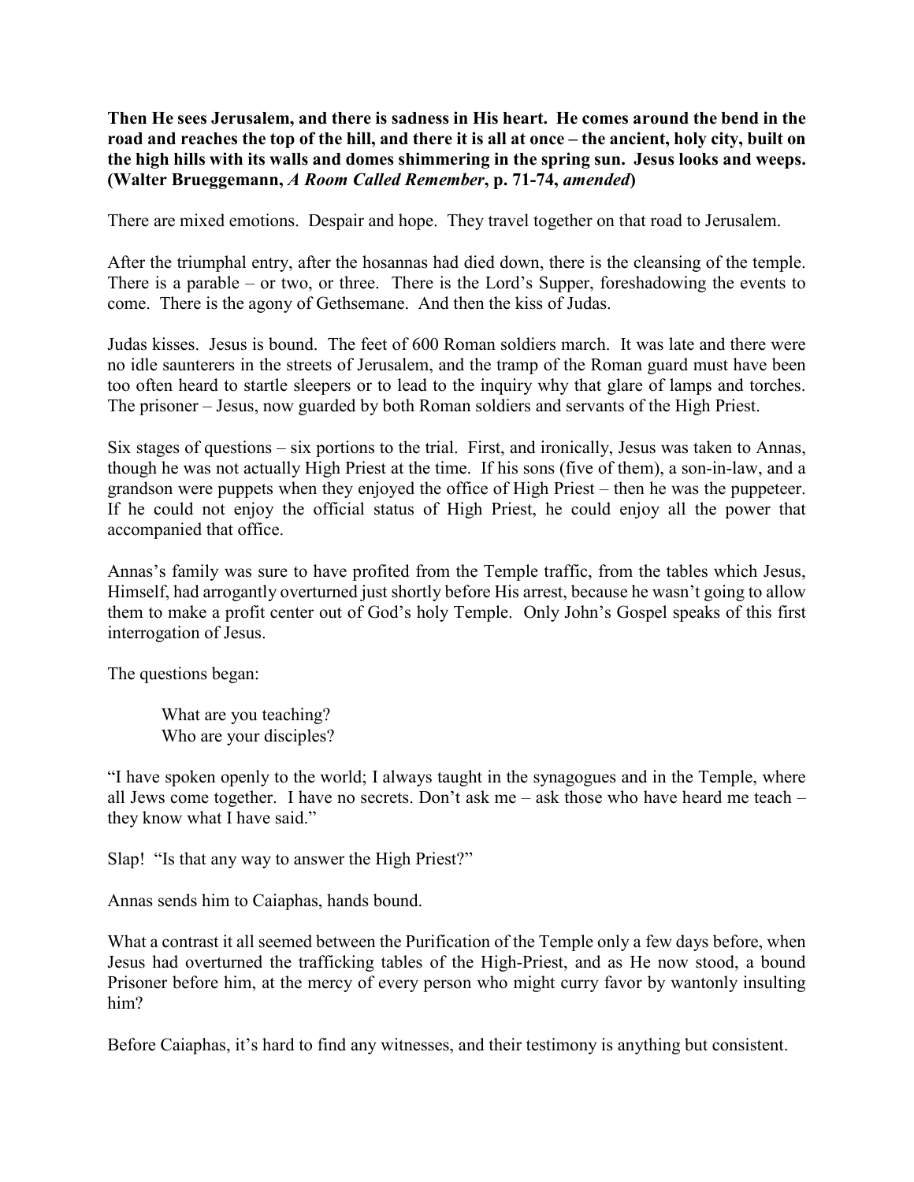**Then He sees Jerusalem, and there is sadness in His heart. He comes around the bend in the road and reaches the top of the hill, and there it is all at once – the ancient, holy city, built on the high hills with its walls and domes shimmering in the spring sun. Jesus looks and weeps. (Walter Brueggemann, *A Room Called Remember*, p. 71-74, *amended*)**

There are mixed emotions. Despair and hope. They travel together on that road to Jerusalem.

After the triumphal entry, after the hosannas had died down, there is the cleansing of the temple. There is a parable – or two, or three. There is the Lord's Supper, foreshadowing the events to come. There is the agony of Gethsemane. And then the kiss of Judas.

Judas kisses. Jesus is bound. The feet of 600 Roman soldiers march. It was late and there were no idle saunterers in the streets of Jerusalem, and the tramp of the Roman guard must have been too often heard to startle sleepers or to lead to the inquiry why that glare of lamps and torches. The prisoner – Jesus, now guarded by both Roman soldiers and servants of the High Priest.

Six stages of questions – six portions to the trial. First, and ironically, Jesus was taken to Annas, though he was not actually High Priest at the time. If his sons (five of them), a son-in-law, and a grandson were puppets when they enjoyed the office of High Priest – then he was the puppeteer. If he could not enjoy the official status of High Priest, he could enjoy all the power that accompanied that office.

Annas's family was sure to have profited from the Temple traffic, from the tables which Jesus, Himself, had arrogantly overturned just shortly before His arrest, because he wasn't going to allow them to make a profit center out of God's holy Temple. Only John's Gospel speaks of this first interrogation of Jesus.

The questions began:

> What are you teaching?
> Who are your disciples?

"I have spoken openly to the world; I always taught in the synagogues and in the Temple, where all Jews come together. I have no secrets. Don't ask me – ask those who have heard me teach – they know what I have said."

Slap! "Is that any way to answer the High Priest?"

Annas sends him to Caiaphas, hands bound.

What a contrast it all seemed between the Purification of the Temple only a few days before, when Jesus had overturned the trafficking tables of the High-Priest, and as He now stood, a bound Prisoner before him, at the mercy of every person who might curry favor by wantonly insulting him?

Before Caiaphas, it's hard to find any witnesses, and their testimony is anything but consistent.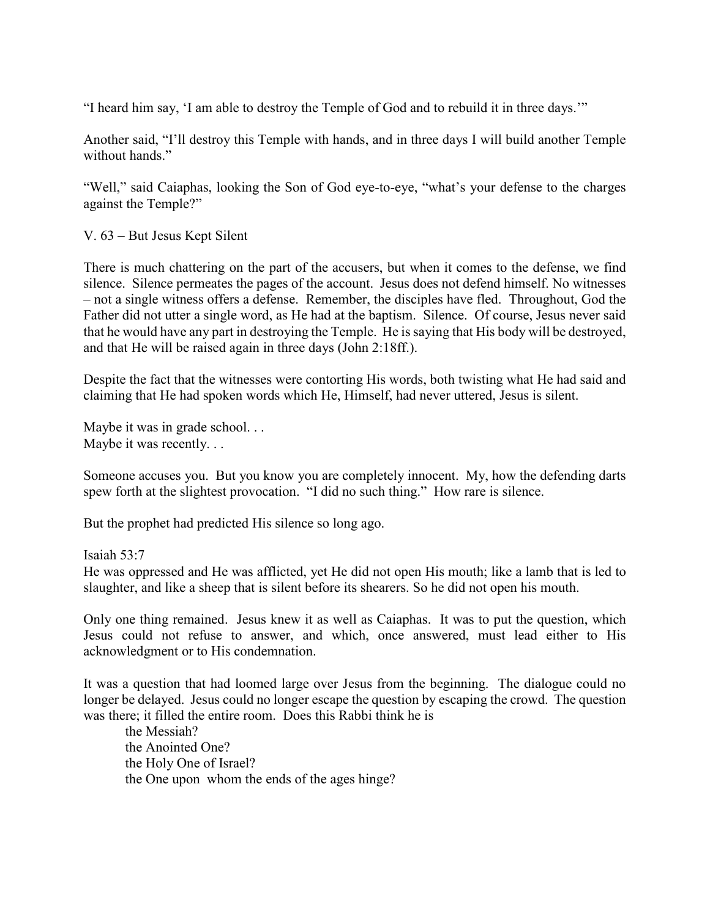“I heard him say, ‘I am able to destroy the Temple of God and to rebuild it in three days.’”

Another said, “I’ll destroy this Temple with hands, and in three days I will build another Temple without hands.”

“Well,” said Caiaphas, looking the Son of God eye-to-eye, “what’s your defense to the charges against the Temple?”

V. 63 – But Jesus Kept Silent

There is much chattering on the part of the accusers, but when it comes to the defense, we find silence. Silence permeates the pages of the account. Jesus does not defend himself. No witnesses – not a single witness offers a defense. Remember, the disciples have fled. Throughout, God the Father did not utter a single word, as He had at the baptism. Silence. Of course, Jesus never said that he would have any part in destroying the Temple. He is saying that His body will be destroyed, and that He will be raised again in three days (John 2:18ff.).

Despite the fact that the witnesses were contorting His words, both twisting what He had said and claiming that He had spoken words which He, Himself, had never uttered, Jesus is silent.

Maybe it was in grade school. . .  
Maybe it was recently. . .

Someone accuses you. But you know you are completely innocent. My, how the defending darts spew forth at the slightest provocation. “I did no such thing.” How rare is silence.

But the prophet had predicted His silence so long ago.

Isaiah 53:7  
He was oppressed and He was afflicted, yet He did not open His mouth; like a lamb that is led to slaughter, and like a sheep that is silent before its shearers. So he did not open his mouth.

Only one thing remained. Jesus knew it as well as Caiaphas. It was to put the question, which Jesus could not refuse to answer, and which, once answered, must lead either to His acknowledgment or to His condemnation.

It was a question that had loomed large over Jesus from the beginning. The dialogue could no longer be delayed. Jesus could no longer escape the question by escaping the crowd. The question was there; it filled the entire room. Does this Rabbi think he is

> the Messiah?  
> the Anointed One?  
> the Holy One of Israel?  
> the One upon whom the ends of the ages hinge?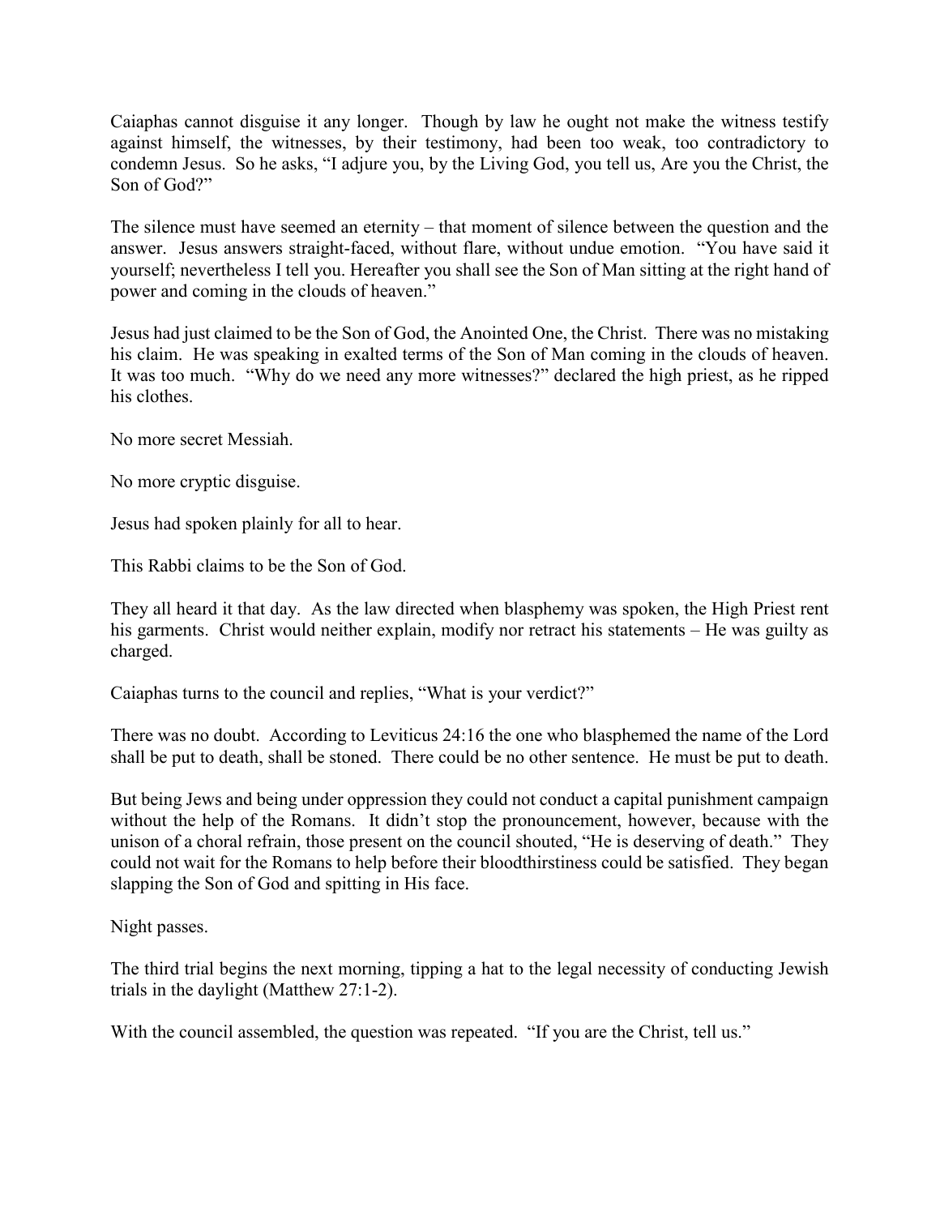Caiaphas cannot disguise it any longer. Though by law he ought not make the witness testify against himself, the witnesses, by their testimony, had been too weak, too contradictory to condemn Jesus. So he asks, "I adjure you, by the Living God, you tell us, Are you the Christ, the Son of God?"

The silence must have seemed an eternity – that moment of silence between the question and the answer. Jesus answers straight-faced, without flare, without undue emotion. "You have said it yourself; nevertheless I tell you. Hereafter you shall see the Son of Man sitting at the right hand of power and coming in the clouds of heaven."

Jesus had just claimed to be the Son of God, the Anointed One, the Christ. There was no mistaking his claim. He was speaking in exalted terms of the Son of Man coming in the clouds of heaven. It was too much. "Why do we need any more witnesses?" declared the high priest, as he ripped his clothes.

No more secret Messiah.

No more cryptic disguise.

Jesus had spoken plainly for all to hear.

This Rabbi claims to be the Son of God.

They all heard it that day. As the law directed when blasphemy was spoken, the High Priest rent his garments. Christ would neither explain, modify nor retract his statements – He was guilty as charged.

Caiaphas turns to the council and replies, "What is your verdict?"

There was no doubt. According to Leviticus 24:16 the one who blasphemed the name of the Lord shall be put to death, shall be stoned. There could be no other sentence. He must be put to death.

But being Jews and being under oppression they could not conduct a capital punishment campaign without the help of the Romans. It didn't stop the pronouncement, however, because with the unison of a choral refrain, those present on the council shouted, "He is deserving of death." They could not wait for the Romans to help before their bloodthirstiness could be satisfied. They began slapping the Son of God and spitting in His face.

Night passes.

The third trial begins the next morning, tipping a hat to the legal necessity of conducting Jewish trials in the daylight (Matthew 27:1-2).

With the council assembled, the question was repeated. "If you are the Christ, tell us."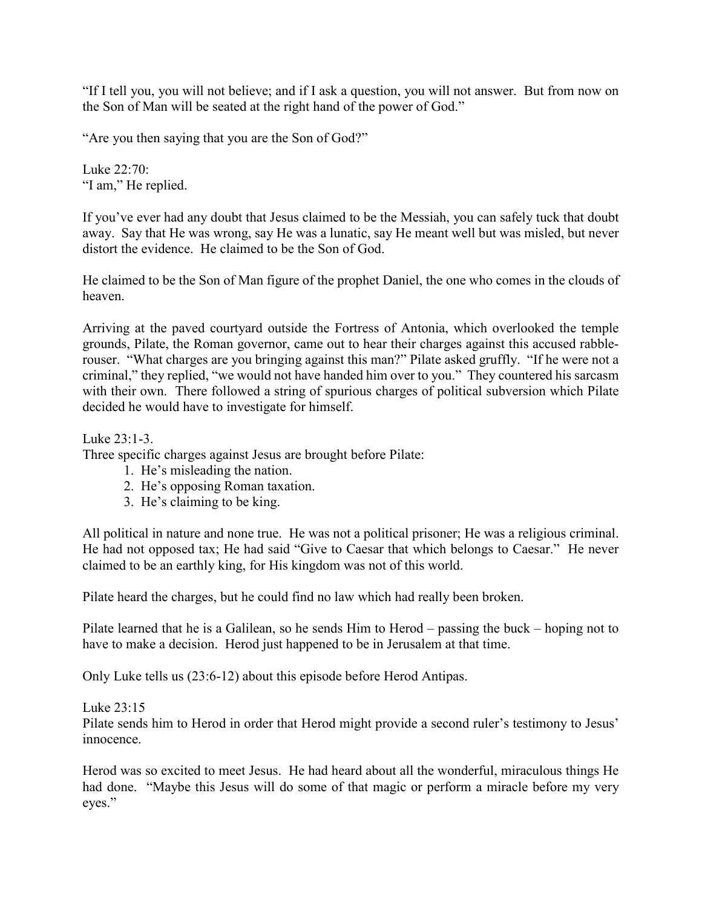"If I tell you, you will not believe; and if I ask a question, you will not answer. But from now on the Son of Man will be seated at the right hand of the power of God."

"Are you then saying that you are the Son of God?"

Luke 22:70:
"I am," He replied.

If you've ever had any doubt that Jesus claimed to be the Messiah, you can safely tuck that doubt away. Say that He was wrong, say He was a lunatic, say He meant well but was misled, but never distort the evidence. He claimed to be the Son of God.

He claimed to be the Son of Man figure of the prophet Daniel, the one who comes in the clouds of heaven.

Arriving at the paved courtyard outside the Fortress of Antonia, which overlooked the temple grounds, Pilate, the Roman governor, came out to hear their charges against this accused rabble-rouser. "What charges are you bringing against this man?" Pilate asked gruffly. "If he were not a criminal," they replied, "we would not have handed him over to you." They countered his sarcasm with their own. There followed a string of spurious charges of political subversion which Pilate decided he would have to investigate for himself.

Luke 23:1-3.
Three specific charges against Jesus are brought before Pilate:

1. He's misleading the nation.
2. He's opposing Roman taxation.
3. He's claiming to be king.

All political in nature and none true. He was not a political prisoner; He was a religious criminal. He had not opposed tax; He had said "Give to Caesar that which belongs to Caesar." He never claimed to be an earthly king, for His kingdom was not of this world.

Pilate heard the charges, but he could find no law which had really been broken.

Pilate learned that he is a Galilean, so he sends Him to Herod – passing the buck – hoping not to have to make a decision. Herod just happened to be in Jerusalem at that time.

Only Luke tells us (23:6-12) about this episode before Herod Antipas.

Luke 23:15
Pilate sends him to Herod in order that Herod might provide a second ruler's testimony to Jesus' innocence.

Herod was so excited to meet Jesus. He had heard about all the wonderful, miraculous things He had done. "Maybe this Jesus will do some of that magic or perform a miracle before my very eyes."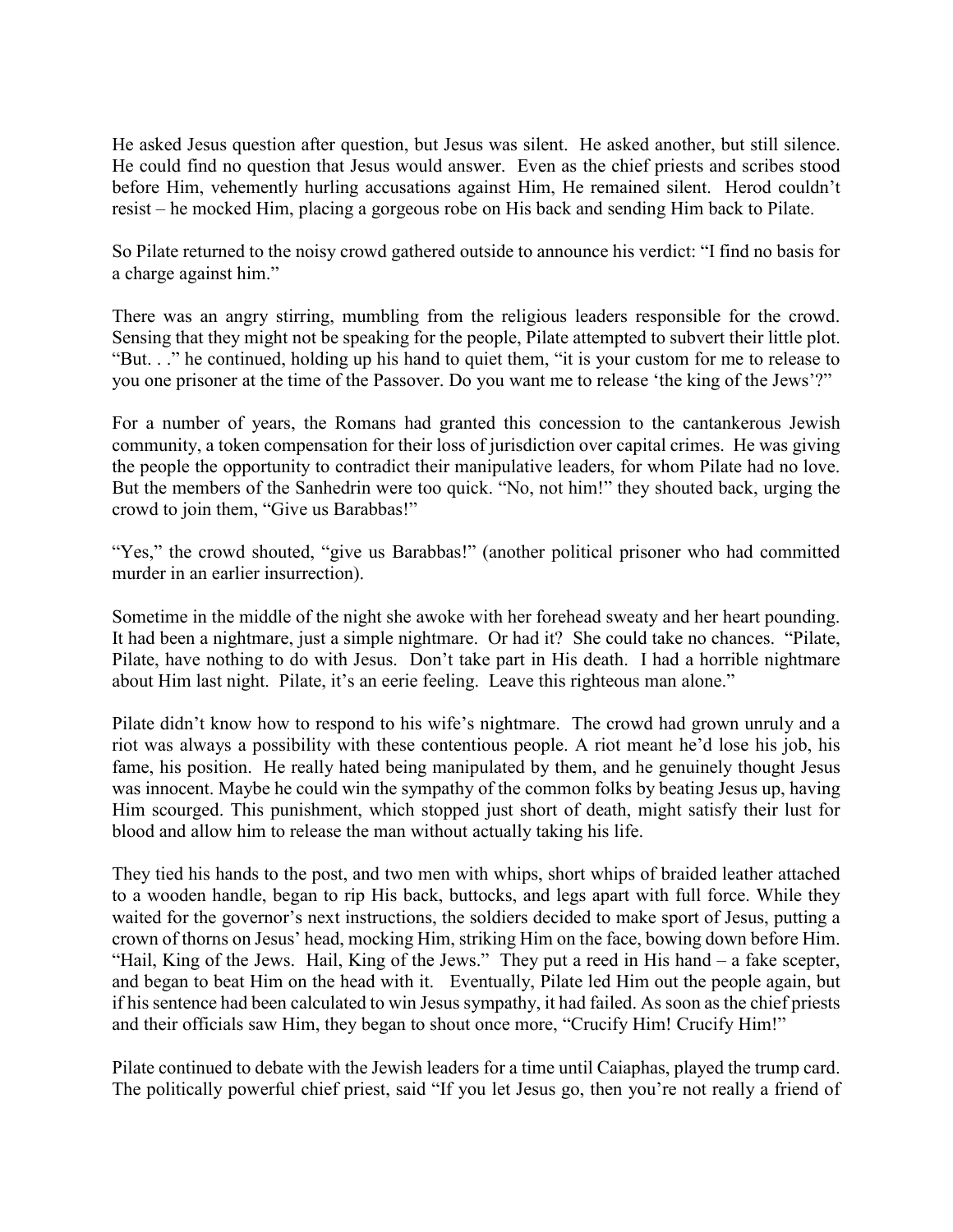He asked Jesus question after question, but Jesus was silent. He asked another, but still silence. He could find no question that Jesus would answer. Even as the chief priests and scribes stood before Him, vehemently hurling accusations against Him, He remained silent. Herod couldn't resist – he mocked Him, placing a gorgeous robe on His back and sending Him back to Pilate.

So Pilate returned to the noisy crowd gathered outside to announce his verdict: "I find no basis for a charge against him."

There was an angry stirring, mumbling from the religious leaders responsible for the crowd. Sensing that they might not be speaking for the people, Pilate attempted to subvert their little plot. "But. . ." he continued, holding up his hand to quiet them, "it is your custom for me to release to you one prisoner at the time of the Passover. Do you want me to release 'the king of the Jews'?"

For a number of years, the Romans had granted this concession to the cantankerous Jewish community, a token compensation for their loss of jurisdiction over capital crimes. He was giving the people the opportunity to contradict their manipulative leaders, for whom Pilate had no love. But the members of the Sanhedrin were too quick. "No, not him!" they shouted back, urging the crowd to join them, "Give us Barabbas!"

"Yes," the crowd shouted, "give us Barabbas!" (another political prisoner who had committed murder in an earlier insurrection).

Sometime in the middle of the night she awoke with her forehead sweaty and her heart pounding. It had been a nightmare, just a simple nightmare. Or had it? She could take no chances. "Pilate, Pilate, have nothing to do with Jesus. Don't take part in His death. I had a horrible nightmare about Him last night. Pilate, it's an eerie feeling. Leave this righteous man alone."

Pilate didn't know how to respond to his wife's nightmare. The crowd had grown unruly and a riot was always a possibility with these contentious people. A riot meant he'd lose his job, his fame, his position. He really hated being manipulated by them, and he genuinely thought Jesus was innocent. Maybe he could win the sympathy of the common folks by beating Jesus up, having Him scourged. This punishment, which stopped just short of death, might satisfy their lust for blood and allow him to release the man without actually taking his life.

They tied his hands to the post, and two men with whips, short whips of braided leather attached to a wooden handle, began to rip His back, buttocks, and legs apart with full force. While they waited for the governor's next instructions, the soldiers decided to make sport of Jesus, putting a crown of thorns on Jesus' head, mocking Him, striking Him on the face, bowing down before Him. "Hail, King of the Jews. Hail, King of the Jews." They put a reed in His hand – a fake scepter, and began to beat Him on the head with it. Eventually, Pilate led Him out the people again, but if his sentence had been calculated to win Jesus sympathy, it had failed. As soon as the chief priests and their officials saw Him, they began to shout once more, "Crucify Him! Crucify Him!"

Pilate continued to debate with the Jewish leaders for a time until Caiaphas, played the trump card. The politically powerful chief priest, said "If you let Jesus go, then you're not really a friend of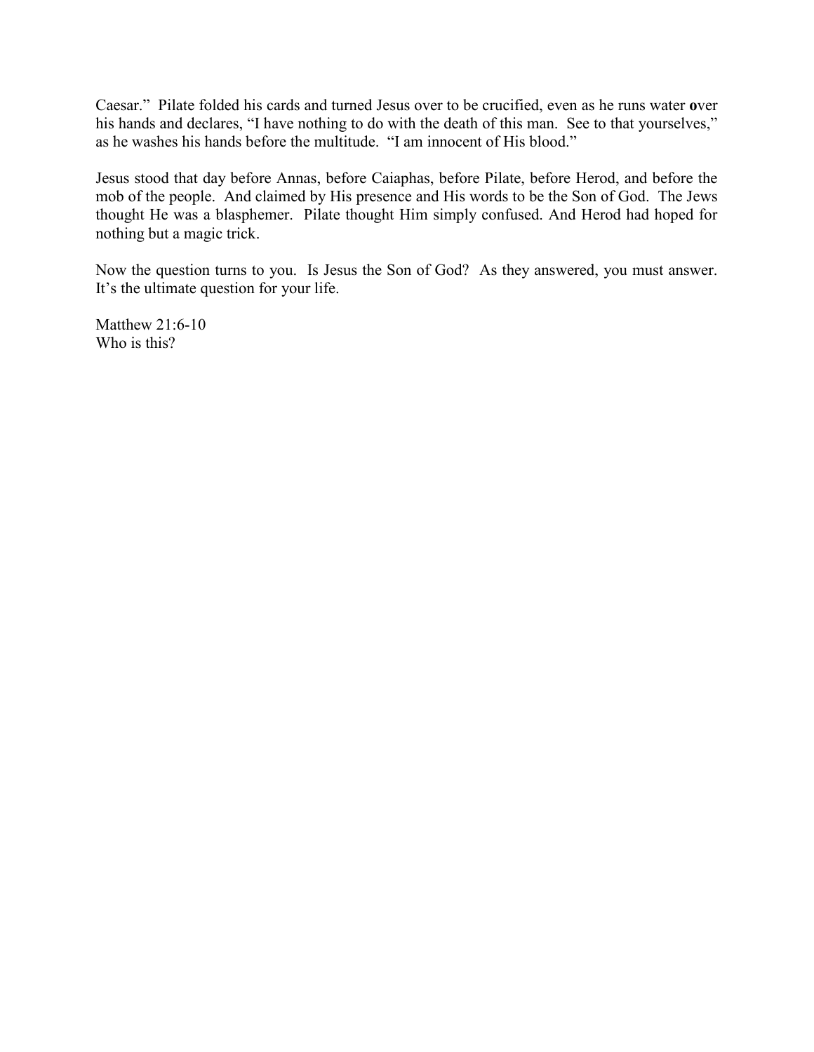Caesar." Pilate folded his cards and turned Jesus over to be crucified, even as he runs water **o**ver his hands and declares, "I have nothing to do with the death of this man. See to that yourselves," as he washes his hands before the multitude. "I am innocent of His blood."

Jesus stood that day before Annas, before Caiaphas, before Pilate, before Herod, and before the mob of the people. And claimed by His presence and His words to be the Son of God. The Jews thought He was a blasphemer. Pilate thought Him simply confused. And Herod had hoped for nothing but a magic trick.

Now the question turns to you. Is Jesus the Son of God? As they answered, you must answer. It's the ultimate question for your life.

Matthew 21:6-10
Who is this?